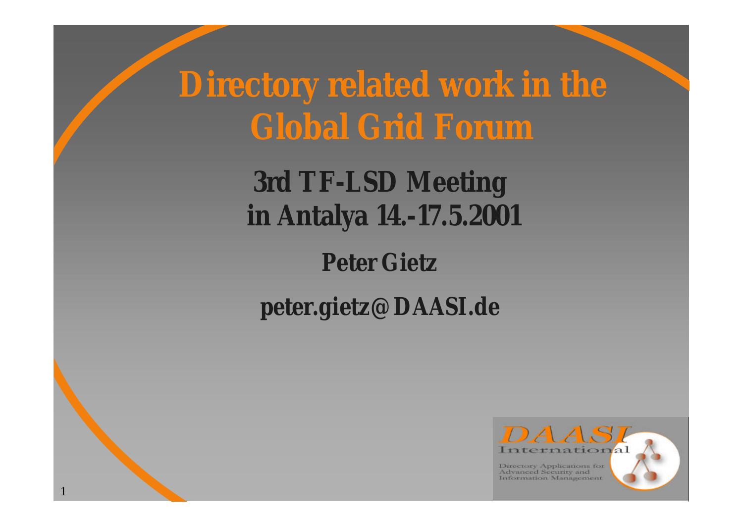# Directory related work in the Global Grid Forum

**3rd TF-LSD Meeting in Antalya 14.-17.5.2001**

**Peter Gietz**

**peter.gietz@DAASI.de**

DAASI International

Directory Applications for Advanced Security and Information Management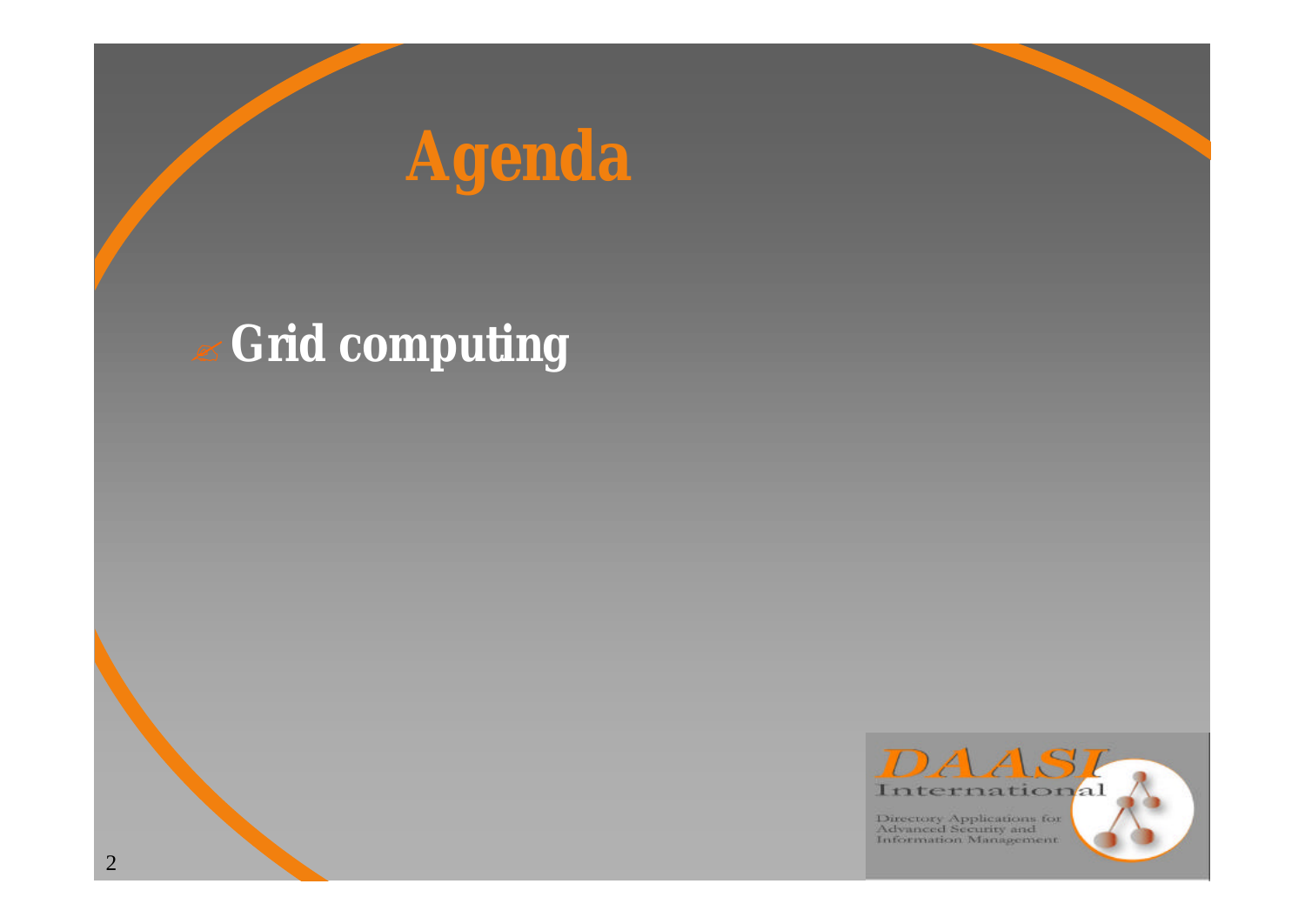# Agenda

- Grid computing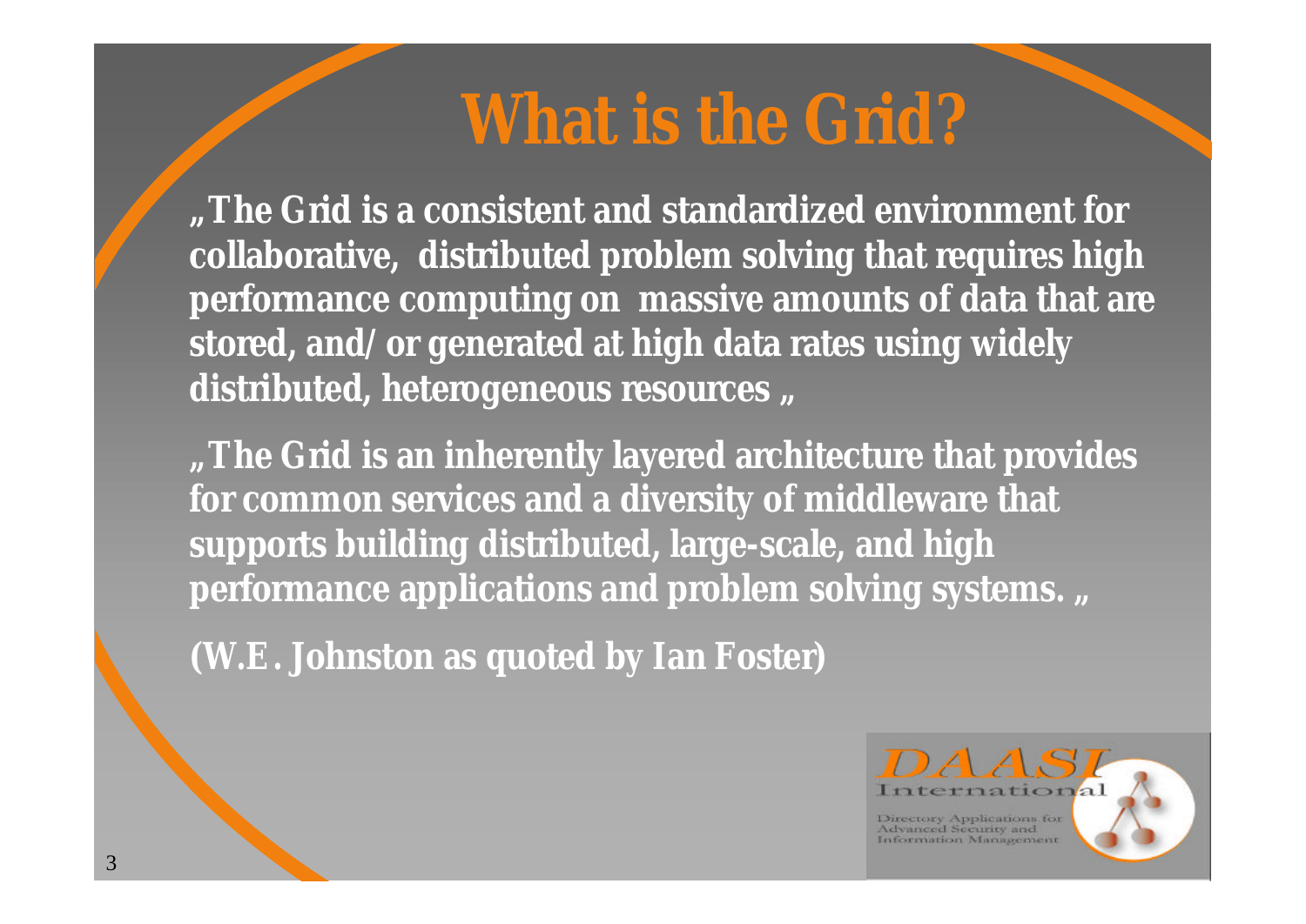# What is the Grid?

„The Grid is a consistent and standardized environment for collaborative, distributed problem solving that requires high performance computing on massive amounts of data that are stored, and/or generated at high data rates using widely distributed, heterogeneous resources „

„The Grid is an inherently layered architecture that provides for common services and a diversity of middleware that supports building distributed, large-scale, and high performance applications and problem solving systems. „

(W.E. Johnston as quoted by Ian Foster)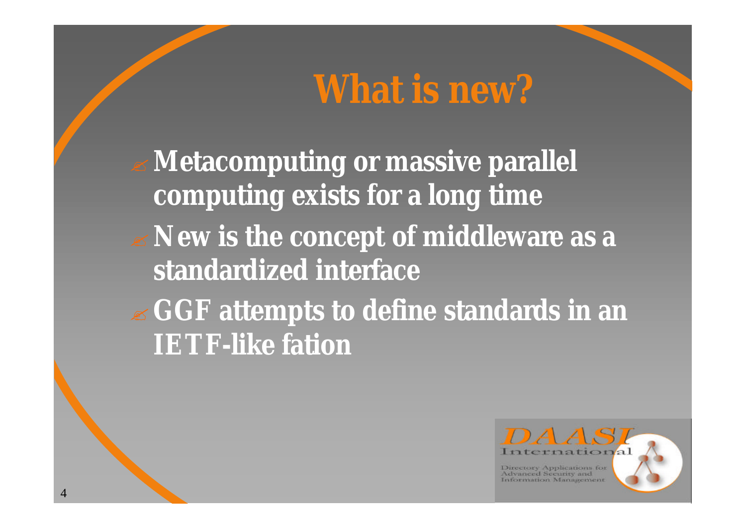# What is new?

- Metacomputing or massive parallel computing exists for a long time
- New is the concept of middleware as a standardized interface
- GGF attempts to define standards in an IETF-like fation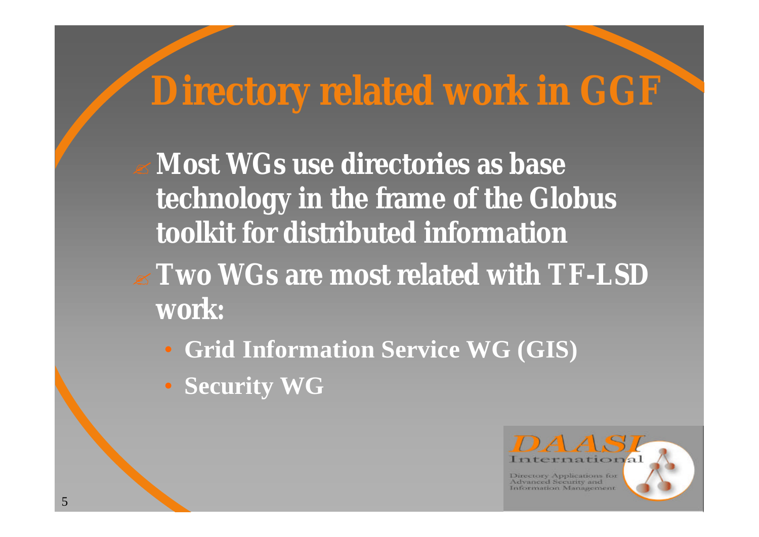# Directory related work in GGF

- **Most WGs use directories as base technology in the frame of the Globus toolkit for distributed information**
- **Two WGs are most related with TF-LSD work:**
  - **Grid Information Service WG (GIS)**
  - **Security WG**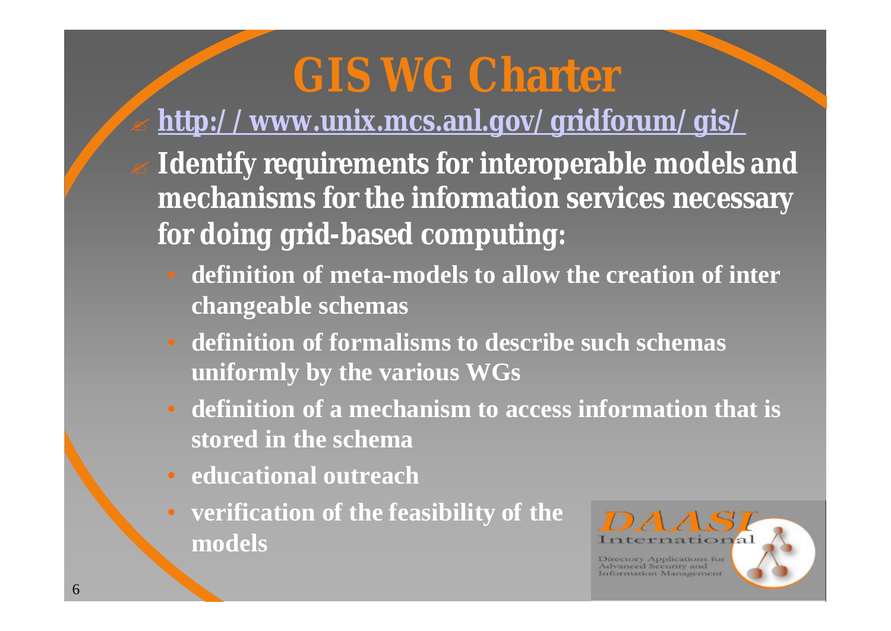# GIS WG Charter

- http://www.unix.mcs.anl.gov/gridforum/gis/
- Identify requirements for interoperable models and mechanisms for the information services necessary for doing grid-based computing:
  - definition of meta-models to allow the creation of inter changeable schemas
  - definition of formalisms to describe such schemas uniformly by the various WGs
  - definition of a mechanism to access information that is stored in the schema
  - educational outreach
  - verification of the feasibility of the models

DAASI International
Directory Applications for Advanced Security and Information Management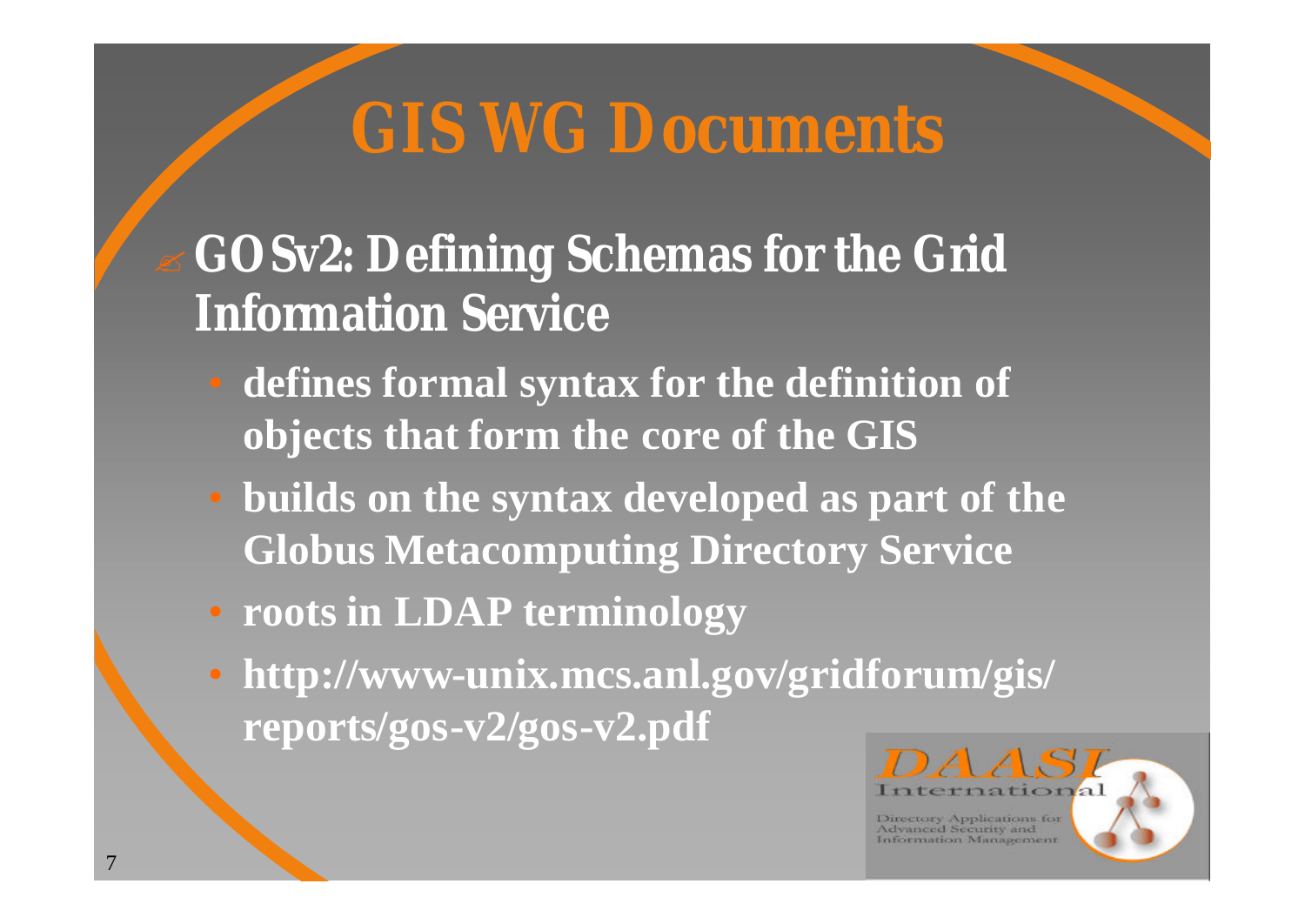# GIS WG Documents

- **GOSv2: Defining Schemas for the Grid Information Service**
  - **defines formal syntax for the definition of objects that form the core of the GIS**
  - **builds on the syntax developed as part of the Globus Metacomputing Directory Service**
  - **roots in LDAP terminology**
  - **http://www-unix.mcs.anl.gov/gridforum/gis/reports/gos-v2/gos-v2.pdf**

DAASI International

Directory Applications for Advanced Security and Information Management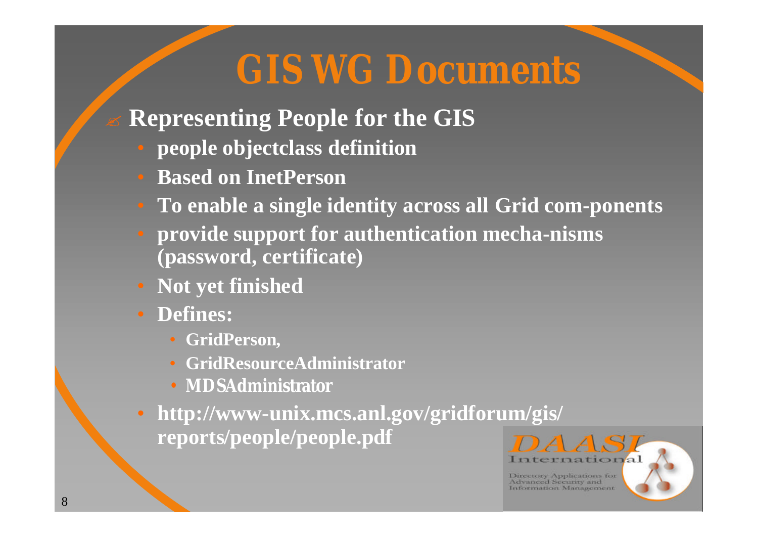# GIS WG Documents

- **Representing People for the GIS**
  - **people objectclass definition**
  - **Based on InetPerson**
  - **To enable a single identity across all Grid com-ponents**
  - **provide support for authentication mecha-nisms (password, certificate)**
  - **Not yet finished**
  - **Defines:**
    - **GridPerson,**
    - **GridResourceAdministrator**
    - **MDSAdministrator**
  - **http://www-unix.mcs.anl.gov/gridforum/gis/reports/people/people.pdf**

DAASI International

Directory Applications for Advanced Security and Information Management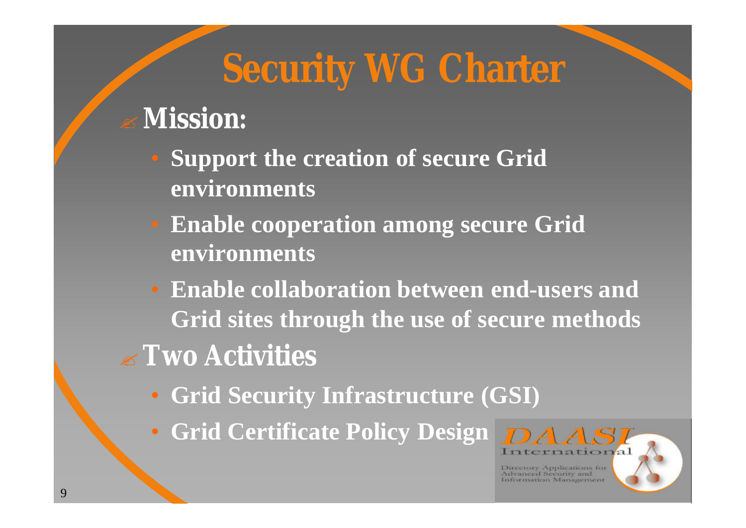# Security WG Charter

- **Mission:**
  - **Support the creation of secure Grid environments**
  - **Enable cooperation among secure Grid environments**
  - **Enable collaboration between end-users and Grid sites through the use of secure methods**
- **Two Activities**
  - **Grid Security Infrastructure (GSI)**
  - **Grid Certificate Policy Design**

DAASI International

Directory Applications for Advanced Security and Information Management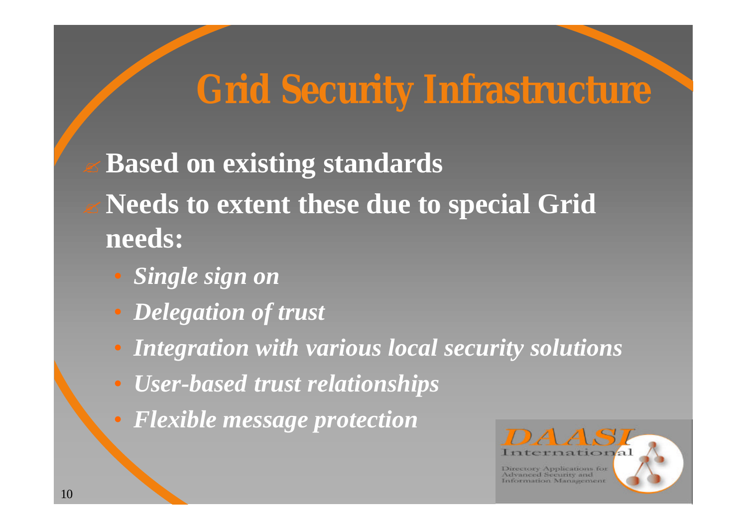# Grid Security Infrastructure

- **Based on existing standards**
- **Needs to extent these due to special Grid needs:**
  - ***Single sign on***
  - ***Delegation of trust***
  - ***Integration with various local security solutions***
  - ***User-based trust relationships***
  - ***Flexible message protection***

DAASI International

Directory Applications for Advanced Security and Information Management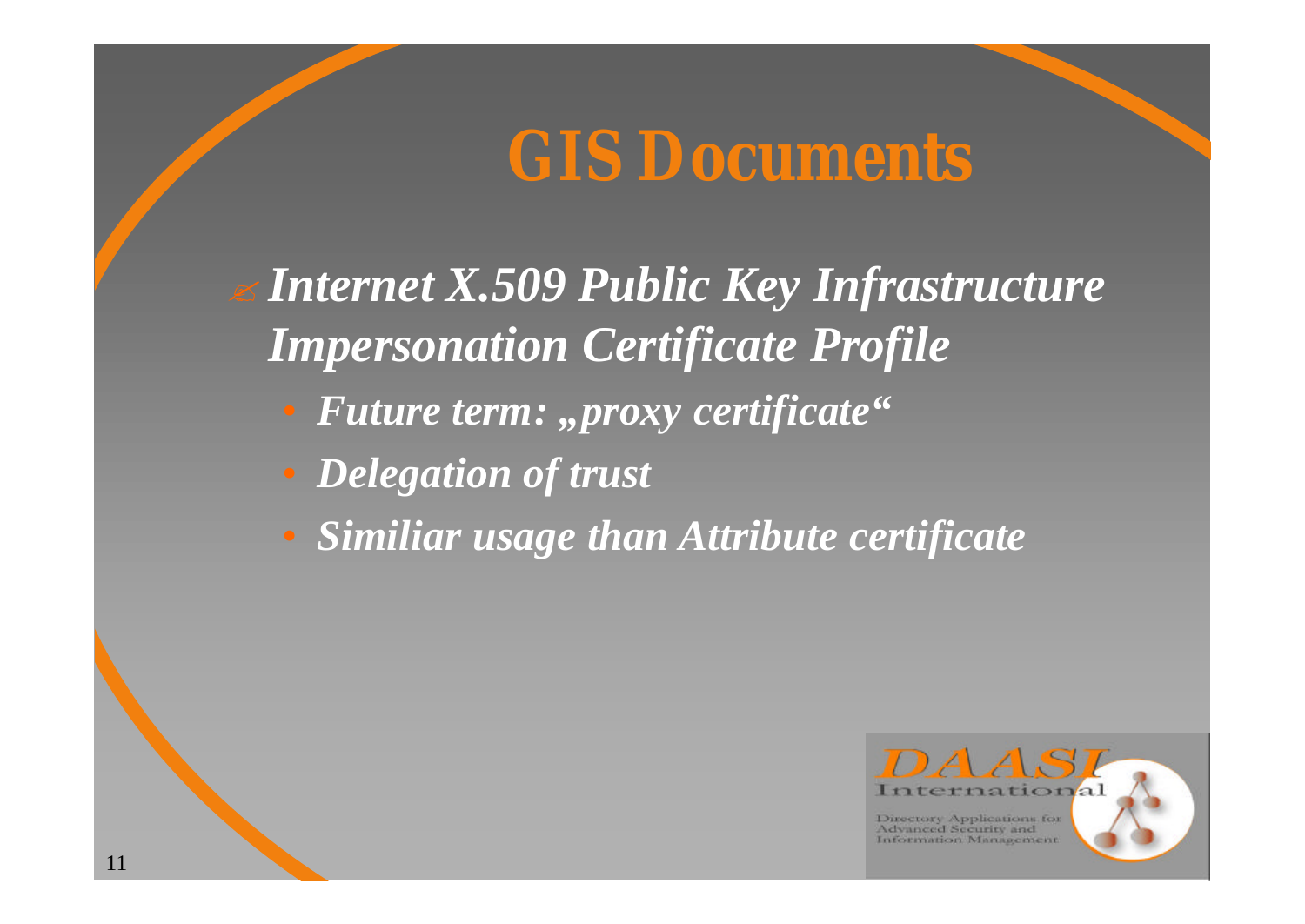# GIS Documents

- *Internet X.509 Public Key Infrastructure Impersonation Certificate Profile*
  - *Future term: „proxy certificate“*
  - *Delegation of trust*
  - *Similiar usage than Attribute certificate*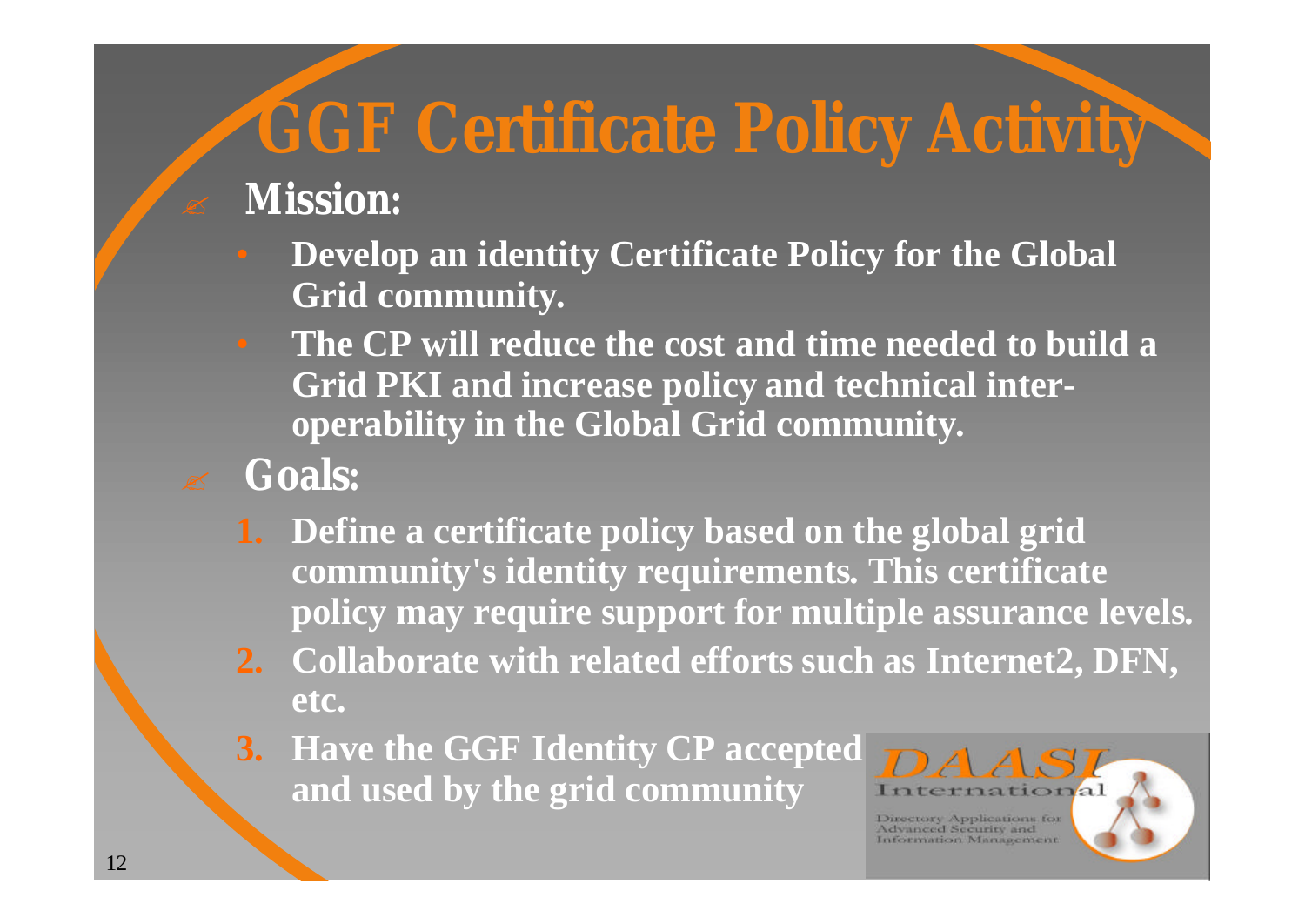# GGF Certificate Policy Activity

- **Mission:**
  - **Develop an identity Certificate Policy for the Global Grid community.**
  - **The CP will reduce the cost and time needed to build a Grid PKI and increase policy and technical inter-operability in the Global Grid community.**
- **Goals:**
  1. **Define a certificate policy based on the global grid community's identity requirements. This certificate policy may require support for multiple assurance levels.**
  2. **Collaborate with related efforts such as Internet2, DFN, etc.**
  3. **Have the GGF Identity CP accepted and used by the grid community**

DAASI International

Directory Applications for Advanced Security and Information Management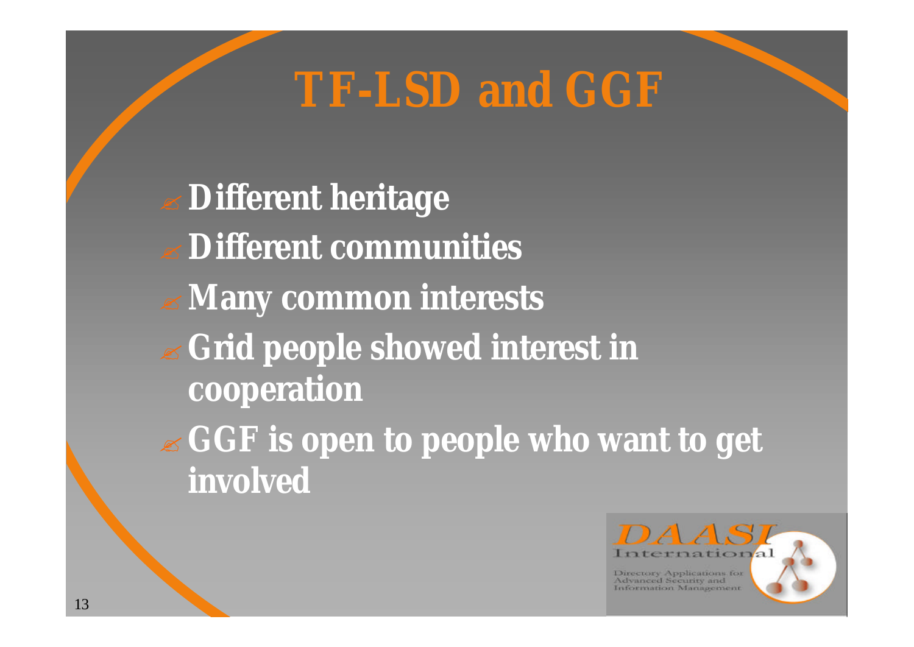# TF-LSD and GGF

- Different heritage
- Different communities
- Many common interests
- Grid people showed interest in cooperation
- GGF is open to people who want to get involved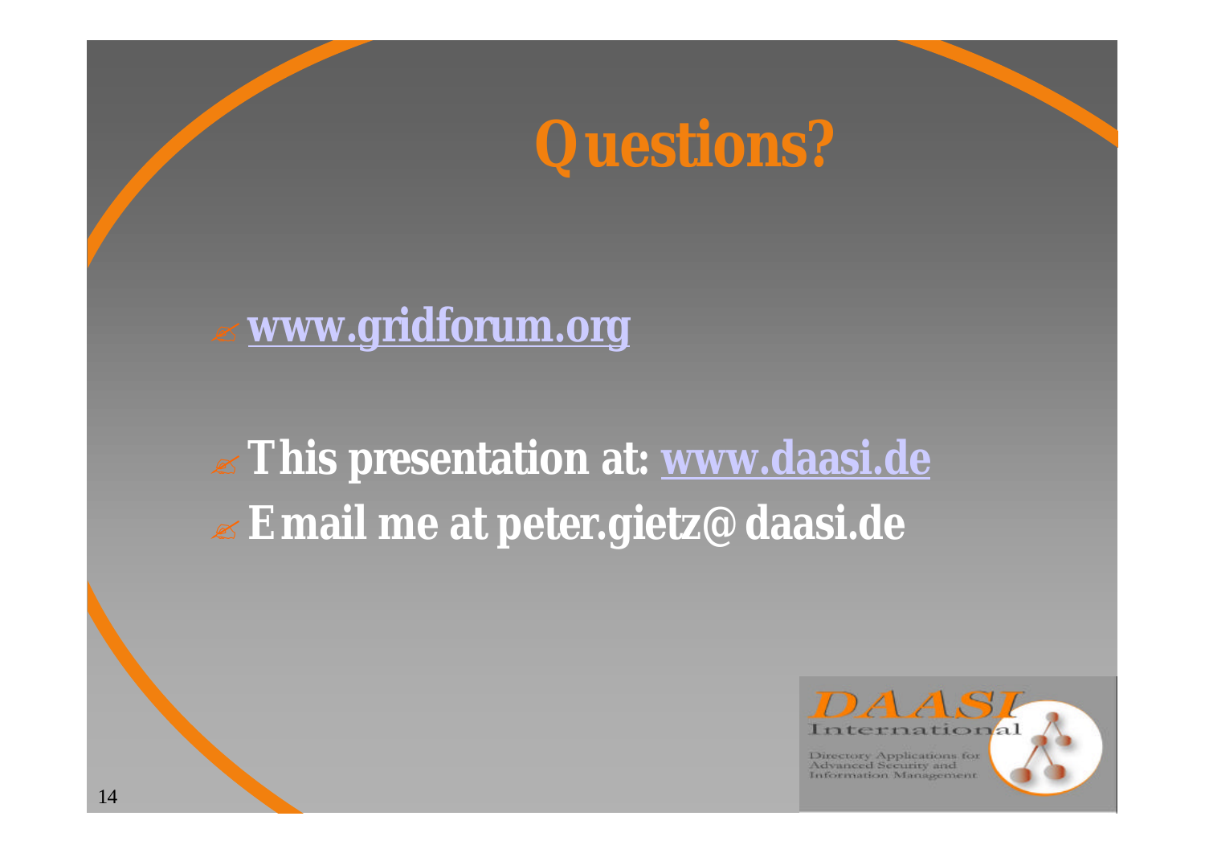# Questions?

- www.gridforum.org
- This presentation at: www.daasi.de
- Email me at peter.gietz@daasi.de